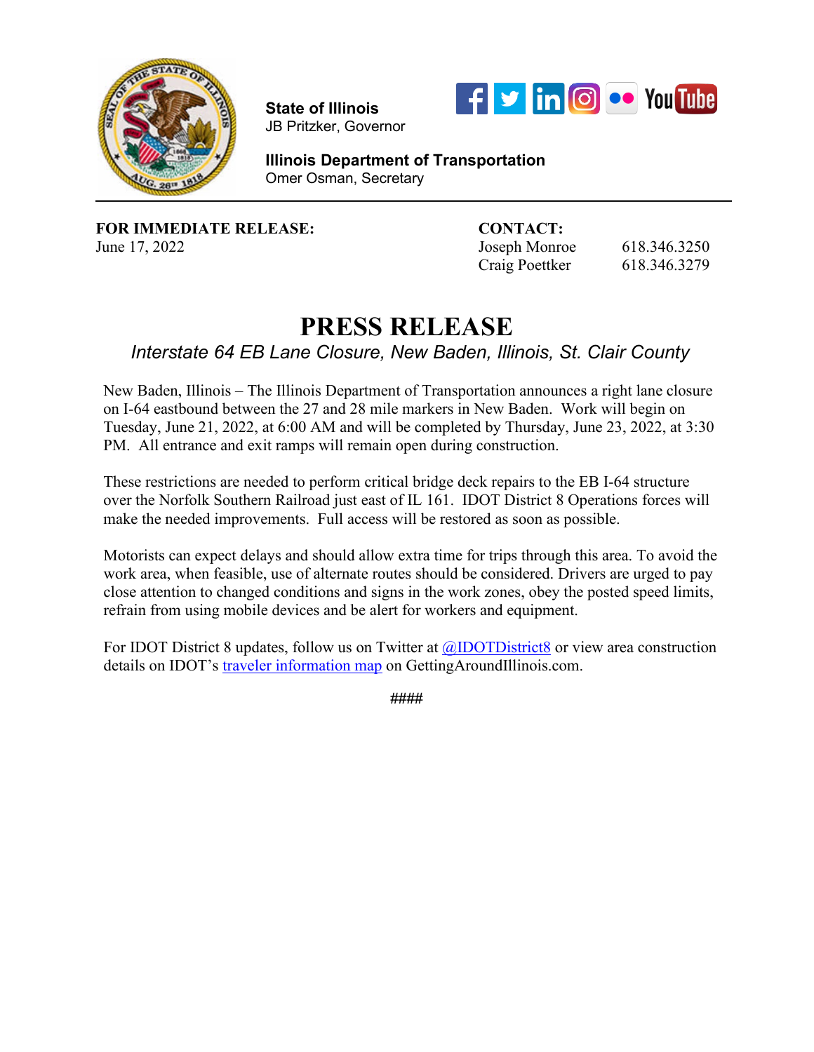**State of Illinois**
JB Pritzker, Governor

**Illinois Department of Transportation**
Omer Osman, Secretary

---

**FOR IMMEDIATE RELEASE:**
June 17, 2022

**CONTACT:**
Joseph Monroe 618.346.3250
Craig Poettker 618.346.3279

# PRESS RELEASE

*Interstate 64 EB Lane Closure, New Baden, Illinois, St. Clair County*

New Baden, Illinois – The Illinois Department of Transportation announces a right lane closure on I-64 eastbound between the 27 and 28 mile markers in New Baden. Work will begin on Tuesday, June 21, 2022, at 6:00 AM and will be completed by Thursday, June 23, 2022, at 3:30 PM. All entrance and exit ramps will remain open during construction.

These restrictions are needed to perform critical bridge deck repairs to the EB I-64 structure over the Norfolk Southern Railroad just east of IL 161. IDOT District 8 Operations forces will make the needed improvements. Full access will be restored as soon as possible.

Motorists can expect delays and should allow extra time for trips through this area. To avoid the work area, when feasible, use of alternate routes should be considered. Drivers are urged to pay close attention to changed conditions and signs in the work zones, obey the posted speed limits, refrain from using mobile devices and be alert for workers and equipment.

For IDOT District 8 updates, follow us on Twitter at @IDOTDistrict8 or view area construction details on IDOT's traveler information map on GettingAroundIllinois.com.

####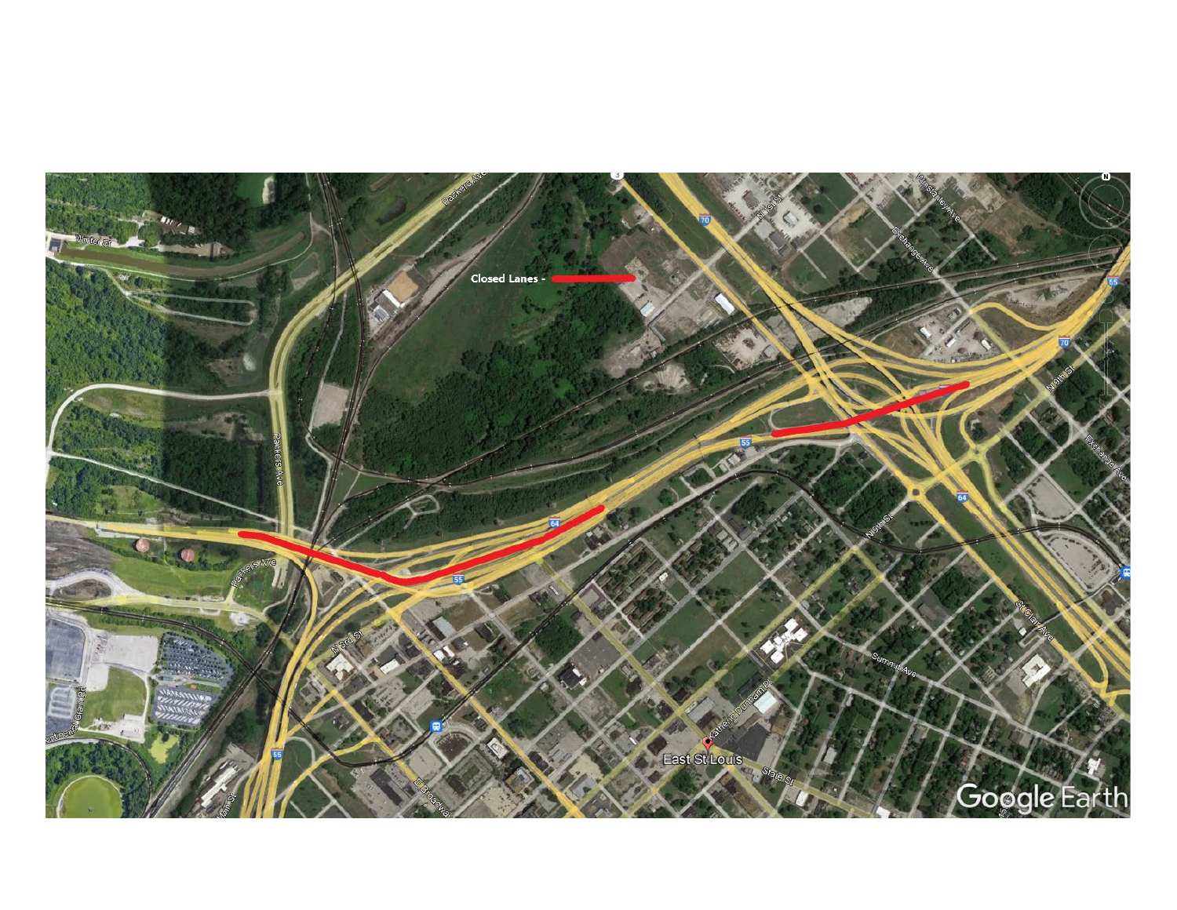Closed Lanes -

Packers Ave

Winter St

Packers Ave

Packers Ave

N 3rd St

E Broadway

Main St

N 9th St

N 10th St

Exchange Ave

Virginia Ave

Exchange Ave

N 10th St

St Clair Ave

Summit Ave

Katherine Dunham Pl

State St

East St Louis

70

55

55

70

64

64

55

55

Google Earth